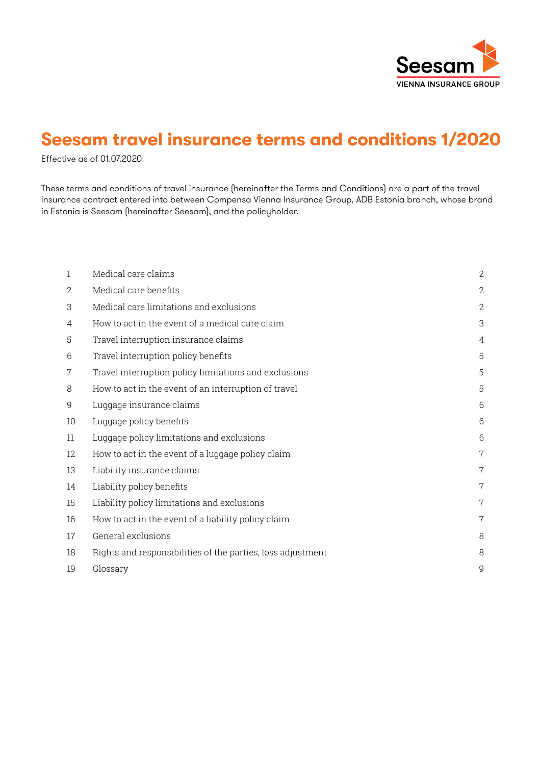Seesam
VIENNA INSURANCE GROUP

# Seesam travel insurance terms and conditions 1/2020

Effective as of 01.07.2020

These terms and conditions of travel insurance (hereinafter the Terms and Conditions) are a part of the travel insurance contract entered into between Compensa Vienna Insurance Group, ADB Estonia branch, whose brand in Estonia is Seesam (hereinafter Seesam), and the policyholder.

| | | |
|---|---|---|
| 1 | Medical care claims | 2 |
| 2 | Medical care benefits | 2 |
| 3 | Medical care limitations and exclusions | 2 |
| 4 | How to act in the event of a medical care claim | 3 |
| 5 | Travel interruption insurance claims | 4 |
| 6 | Travel interruption policy benefits | 5 |
| 7 | Travel interruption policy limitations and exclusions | 5 |
| 8 | How to act in the event of an interruption of travel | 5 |
| 9 | Luggage insurance claims | 6 |
| 10 | Luggage policy benefits | 6 |
| 11 | Luggage policy limitations and exclusions | 6 |
| 12 | How to act in the event of a luggage policy claim | 7 |
| 13 | Liability insurance claims | 7 |
| 14 | Liability policy benefits | 7 |
| 15 | Liability policy limitations and exclusions | 7 |
| 16 | How to act in the event of a liability policy claim | 7 |
| 17 | General exclusions | 8 |
| 18 | Rights and responsibilities of the parties, loss adjustment | 8 |
| 19 | Glossary | 9 |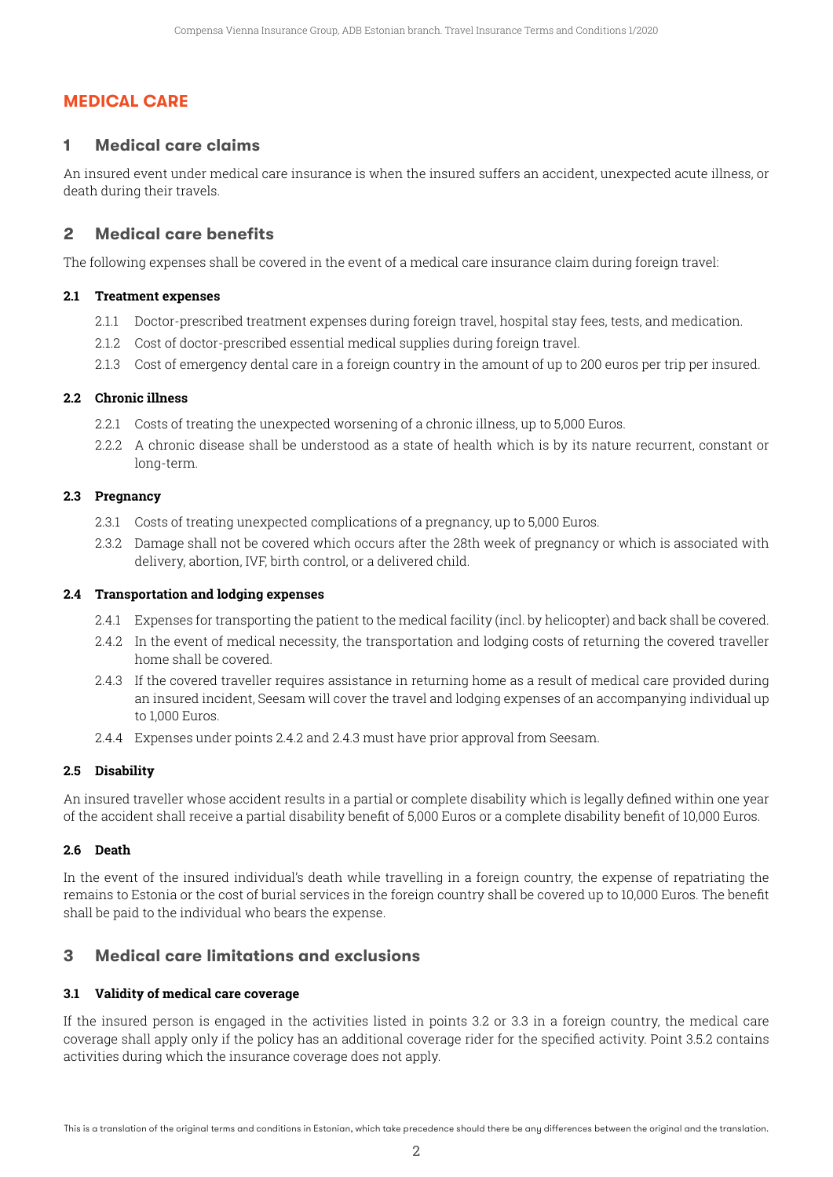# MEDICAL CARE

## 1 Medical care claims

An insured event under medical care insurance is when the insured suffers an accident, unexpected acute illness, or death during their travels.

## 2 Medical care benefits

The following expenses shall be covered in the event of a medical care insurance claim during foreign travel:

### 2.1 Treatment expenses

2.1.1 Doctor-prescribed treatment expenses during foreign travel, hospital stay fees, tests, and medication.

2.1.2 Cost of doctor-prescribed essential medical supplies during foreign travel.

2.1.3 Cost of emergency dental care in a foreign country in the amount of up to 200 euros per trip per insured.

### 2.2 Chronic illness

2.2.1 Costs of treating the unexpected worsening of a chronic illness, up to 5,000 Euros.

2.2.2 A chronic disease shall be understood as a state of health which is by its nature recurrent, constant or long-term.

### 2.3 Pregnancy

2.3.1 Costs of treating unexpected complications of a pregnancy, up to 5,000 Euros.

2.3.2 Damage shall not be covered which occurs after the 28th week of pregnancy or which is associated with delivery, abortion, IVF, birth control, or a delivered child.

### 2.4 Transportation and lodging expenses

2.4.1 Expenses for transporting the patient to the medical facility (incl. by helicopter) and back shall be covered.

2.4.2 In the event of medical necessity, the transportation and lodging costs of returning the covered traveller home shall be covered.

2.4.3 If the covered traveller requires assistance in returning home as a result of medical care provided during an insured incident, Seesam will cover the travel and lodging expenses of an accompanying individual up to 1,000 Euros.

2.4.4 Expenses under points 2.4.2 and 2.4.3 must have prior approval from Seesam.

### 2.5 Disability

An insured traveller whose accident results in a partial or complete disability which is legally defined within one year of the accident shall receive a partial disability benefit of 5,000 Euros or a complete disability benefit of 10,000 Euros.

### 2.6 Death

In the event of the insured individual's death while travelling in a foreign country, the expense of repatriating the remains to Estonia or the cost of burial services in the foreign country shall be covered up to 10,000 Euros. The benefit shall be paid to the individual who bears the expense.

## 3 Medical care limitations and exclusions

### 3.1 Validity of medical care coverage

If the insured person is engaged in the activities listed in points 3.2 or 3.3 in a foreign country, the medical care coverage shall apply only if the policy has an additional coverage rider for the specified activity. Point 3.5.2 contains activities during which the insurance coverage does not apply.

This is a translation of the original terms and conditions in Estonian, which take precedence should there be any differences between the original and the translation.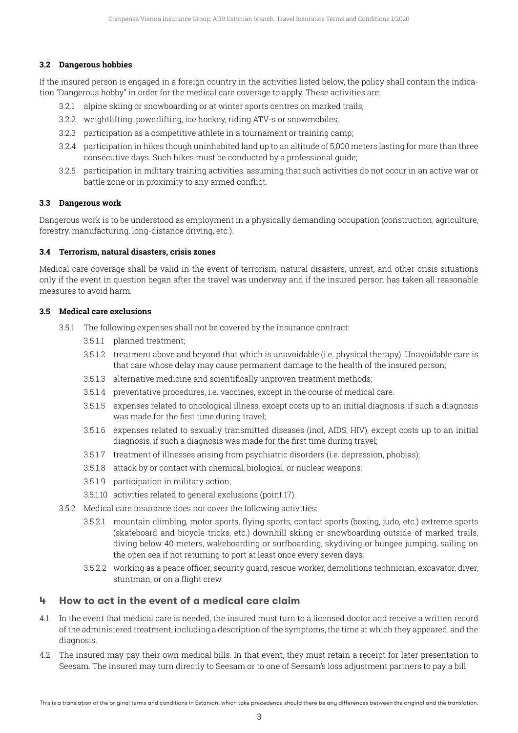### 3.2 Dangerous hobbies

If the insured person is engaged in a foreign country in the activities listed below, the policy shall contain the indication "Dangerous hobby" in order for the medical care coverage to apply. These activities are:

- 3.2.1 alpine skiing or snowboarding or at winter sports centres on marked trails;
- 3.2.2 weightlifting, powerlifting, ice hockey, riding ATV-s or snowmobiles;
- 3.2.3 participation as a competitive athlete in a tournament or training camp;
- 3.2.4 participation in hikes though uninhabited land up to an altitude of 5,000 meters lasting for more than three consecutive days. Such hikes must be conducted by a professional guide;
- 3.2.5 participation in military training activities, assuming that such activities do not occur in an active war or battle zone or in proximity to any armed conflict.

### 3.3 Dangerous work

Dangerous work is to be understood as employment in a physically demanding occupation (construction, agriculture, forestry, manufacturing, long-distance driving, etc.).

### 3.4 Terrorism, natural disasters, crisis zones

Medical care coverage shall be valid in the event of terrorism, natural disasters, unrest, and other crisis situations only if the event in question began after the travel was underway and if the insured person has taken all reasonable measures to avoid harm.

### 3.5 Medical care exclusions

- 3.5.1 The following expenses shall not be covered by the insurance contract:
  - 3.5.1.1 planned treatment;
  - 3.5.1.2 treatment above and beyond that which is unavoidable (i.e. physical therapy). Unavoidable care is that care whose delay may cause permanent damage to the health of the insured person;
  - 3.5.1.3 alternative medicine and scientifically unproven treatment methods;
  - 3.5.1.4 preventative procedures, i.e. vaccines, except in the course of medical care.
  - 3.5.1.5 expenses related to oncological illness, except costs up to an initial diagnosis, if such a diagnosis was made for the first time during travel;
  - 3.5.1.6 expenses related to sexually transmitted diseases (incl, AIDS, HIV), except costs up to an initial diagnosis, if such a diagnosis was made for the first time during travel;
  - 3.5.1.7 treatment of illnesses arising from psychiatric disorders (i.e. depression, phobias);
  - 3.5.1.8 attack by or contact with chemical, biological, or nuclear weapons;
  - 3.5.1.9 participation in military action;
  - 3.5.1.10 activities related to general exclusions (point 17).
- 3.5.2 Medical care insurance does not cover the following activities:
  - 3.5.2.1 mountain climbing, motor sports, flying sports, contact sports (boxing, judo, etc.) extreme sports (skateboard and bicycle tricks, etc.) downhill skiing or snowboarding outside of marked trails, diving below 40 meters, wakeboarding or surfboarding, skydiving or bungee jumping, sailing on the open sea if not returning to port at least once every seven days;
  - 3.5.2.2 working as a peace officer, security guard, rescue worker, demolitions technician, excavator, diver, stuntman, or on a flight crew.

## 4 How to act in the event of a medical care claim

4.1 In the event that medical care is needed, the insured must turn to a licensed doctor and receive a written record of the administered treatment, including a description of the symptoms, the time at which they appeared, and the diagnosis.

4.2 The insured may pay their own medical bills. In that event, they must retain a receipt for later presentation to Seesam. The insured may turn directly to Seesam or to one of Seesam's loss adjustment partners to pay a bill.

This is a translation of the original terms and conditions in Estonian, which take precedence should there be any differences between the original and the translation.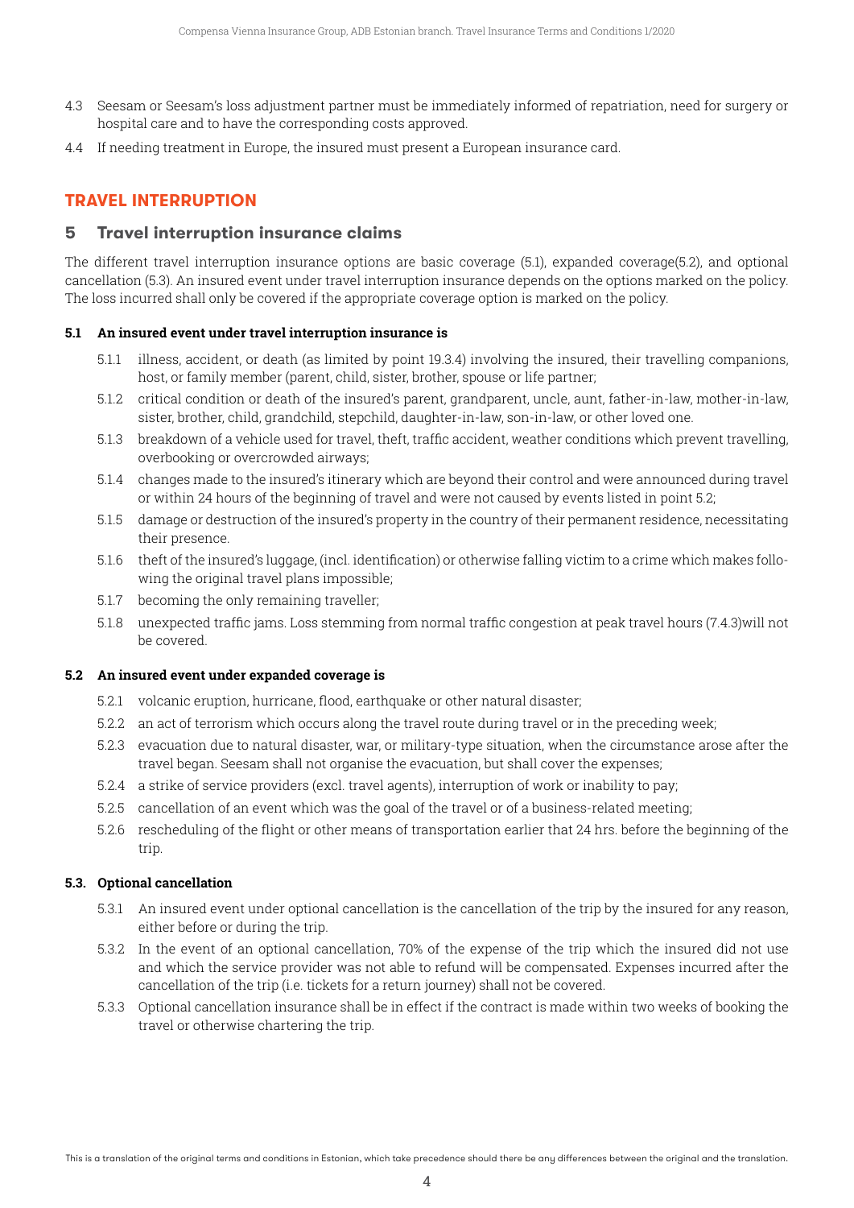4.3 Seesam or Seesam's loss adjustment partner must be immediately informed of repatriation, need for surgery or hospital care and to have the corresponding costs approved.

4.4 If needing treatment in Europe, the insured must present a European insurance card.

# TRAVEL INTERRUPTION

## 5 Travel interruption insurance claims

The different travel interruption insurance options are basic coverage (5.1), expanded coverage(5.2), and optional cancellation (5.3). An insured event under travel interruption insurance depends on the options marked on the policy. The loss incurred shall only be covered if the appropriate coverage option is marked on the policy.

### 5.1 An insured event under travel interruption insurance is

5.1.1 illness, accident, or death (as limited by point 19.3.4) involving the insured, their travelling companions, host, or family member (parent, child, sister, brother, spouse or life partner;

5.1.2 critical condition or death of the insured's parent, grandparent, uncle, aunt, father-in-law, mother-in-law, sister, brother, child, grandchild, stepchild, daughter-in-law, son-in-law, or other loved one.

5.1.3 breakdown of a vehicle used for travel, theft, traffic accident, weather conditions which prevent travelling, overbooking or overcrowded airways;

5.1.4 changes made to the insured's itinerary which are beyond their control and were announced during travel or within 24 hours of the beginning of travel and were not caused by events listed in point 5.2;

5.1.5 damage or destruction of the insured's property in the country of their permanent residence, necessitating their presence.

5.1.6 theft of the insured's luggage, (incl. identification) or otherwise falling victim to a crime which makes following the original travel plans impossible;

5.1.7 becoming the only remaining traveller;

5.1.8 unexpected traffic jams. Loss stemming from normal traffic congestion at peak travel hours (7.4.3)will not be covered.

### 5.2 An insured event under expanded coverage is

5.2.1 volcanic eruption, hurricane, flood, earthquake or other natural disaster;

5.2.2 an act of terrorism which occurs along the travel route during travel or in the preceding week;

5.2.3 evacuation due to natural disaster, war, or military-type situation, when the circumstance arose after the travel began. Seesam shall not organise the evacuation, but shall cover the expenses;

5.2.4 a strike of service providers (excl. travel agents), interruption of work or inability to pay;

5.2.5 cancellation of an event which was the goal of the travel or of a business-related meeting;

5.2.6 rescheduling of the flight or other means of transportation earlier that 24 hrs. before the beginning of the trip.

### 5.3. Optional cancellation

5.3.1 An insured event under optional cancellation is the cancellation of the trip by the insured for any reason, either before or during the trip.

5.3.2 In the event of an optional cancellation, 70% of the expense of the trip which the insured did not use and which the service provider was not able to refund will be compensated. Expenses incurred after the cancellation of the trip (i.e. tickets for a return journey) shall not be covered.

5.3.3 Optional cancellation insurance shall be in effect if the contract is made within two weeks of booking the travel or otherwise chartering the trip.

This is a translation of the original terms and conditions in Estonian, which take precedence should there be any differences between the original and the translation.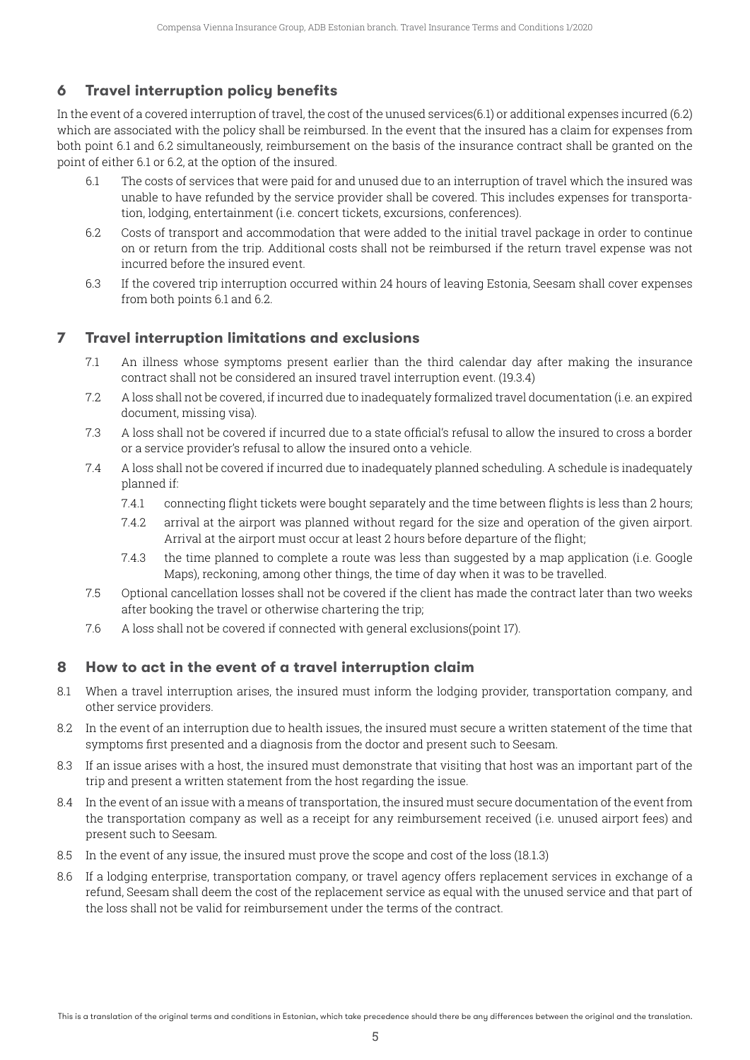## 6 Travel interruption policy benefits

In the event of a covered interruption of travel, the cost of the unused services(6.1) or additional expenses incurred (6.2) which are associated with the policy shall be reimbursed. In the event that the insured has a claim for expenses from both point 6.1 and 6.2 simultaneously, reimbursement on the basis of the insurance contract shall be granted on the point of either 6.1 or 6.2, at the option of the insured.

6.1 The costs of services that were paid for and unused due to an interruption of travel which the insured was unable to have refunded by the service provider shall be covered. This includes expenses for transportation, lodging, entertainment (i.e. concert tickets, excursions, conferences).

6.2 Costs of transport and accommodation that were added to the initial travel package in order to continue on or return from the trip. Additional costs shall not be reimbursed if the return travel expense was not incurred before the insured event.

6.3 If the covered trip interruption occurred within 24 hours of leaving Estonia, Seesam shall cover expenses from both points 6.1 and 6.2.

## 7 Travel interruption limitations and exclusions

7.1 An illness whose symptoms present earlier than the third calendar day after making the insurance contract shall not be considered an insured travel interruption event. (19.3.4)

7.2 A loss shall not be covered, if incurred due to inadequately formalized travel documentation (i.e. an expired document, missing visa).

7.3 A loss shall not be covered if incurred due to a state official's refusal to allow the insured to cross a border or a service provider's refusal to allow the insured onto a vehicle.

7.4 A loss shall not be covered if incurred due to inadequately planned scheduling. A schedule is inadequately planned if:

7.4.1 connecting flight tickets were bought separately and the time between flights is less than 2 hours;

7.4.2 arrival at the airport was planned without regard for the size and operation of the given airport. Arrival at the airport must occur at least 2 hours before departure of the flight;

7.4.3 the time planned to complete a route was less than suggested by a map application (i.e. Google Maps), reckoning, among other things, the time of day when it was to be travelled.

7.5 Optional cancellation losses shall not be covered if the client has made the contract later than two weeks after booking the travel or otherwise chartering the trip;

7.6 A loss shall not be covered if connected with general exclusions(point 17).

## 8 How to act in the event of a travel interruption claim

8.1 When a travel interruption arises, the insured must inform the lodging provider, transportation company, and other service providers.

8.2 In the event of an interruption due to health issues, the insured must secure a written statement of the time that symptoms first presented and a diagnosis from the doctor and present such to Seesam.

8.3 If an issue arises with a host, the insured must demonstrate that visiting that host was an important part of the trip and present a written statement from the host regarding the issue.

8.4 In the event of an issue with a means of transportation, the insured must secure documentation of the event from the transportation company as well as a receipt for any reimbursement received (i.e. unused airport fees) and present such to Seesam.

8.5 In the event of any issue, the insured must prove the scope and cost of the loss (18.1.3)

8.6 If a lodging enterprise, transportation company, or travel agency offers replacement services in exchange of a refund, Seesam shall deem the cost of the replacement service as equal with the unused service and that part of the loss shall not be valid for reimbursement under the terms of the contract.

This is a translation of the original terms and conditions in Estonian, which take precedence should there be any differences between the original and the translation.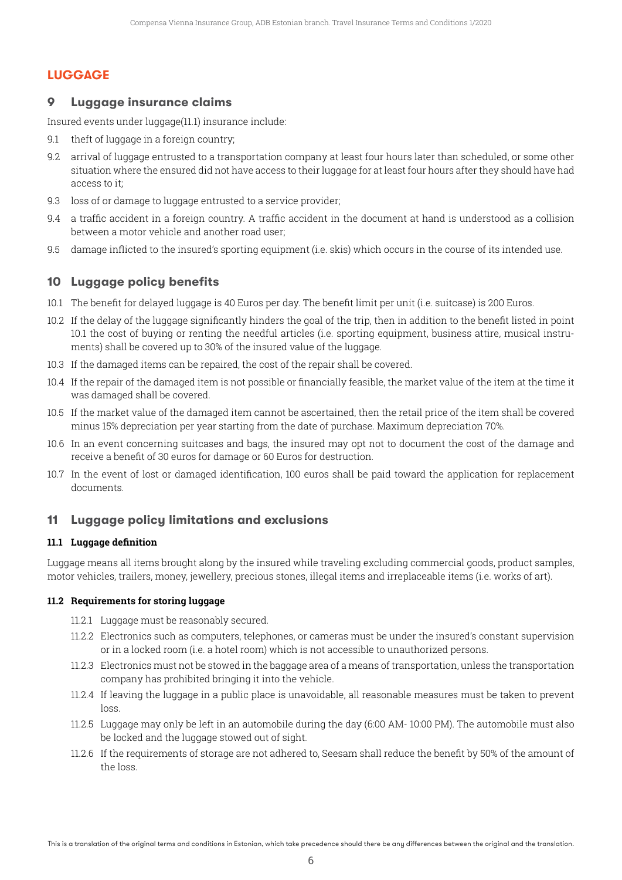# LUGGAGE

## 9 Luggage insurance claims

Insured events under luggage(11.1) insurance include:

9.1 theft of luggage in a foreign country;

9.2 arrival of luggage entrusted to a transportation company at least four hours later than scheduled, or some other situation where the ensured did not have access to their luggage for at least four hours after they should have had access to it;

9.3 loss of or damage to luggage entrusted to a service provider;

9.4 a traffic accident in a foreign country. A traffic accident in the document at hand is understood as a collision between a motor vehicle and another road user;

9.5 damage inflicted to the insured's sporting equipment (i.e. skis) which occurs in the course of its intended use.

## 10 Luggage policy benefits

10.1 The benefit for delayed luggage is 40 Euros per day. The benefit limit per unit (i.e. suitcase) is 200 Euros.

10.2 If the delay of the luggage significantly hinders the goal of the trip, then in addition to the benefit listed in point 10.1 the cost of buying or renting the needful articles (i.e. sporting equipment, business attire, musical instruments) shall be covered up to 30% of the insured value of the luggage.

10.3 If the damaged items can be repaired, the cost of the repair shall be covered.

10.4 If the repair of the damaged item is not possible or financially feasible, the market value of the item at the time it was damaged shall be covered.

10.5 If the market value of the damaged item cannot be ascertained, then the retail price of the item shall be covered minus 15% depreciation per year starting from the date of purchase. Maximum depreciation 70%.

10.6 In an event concerning suitcases and bags, the insured may opt not to document the cost of the damage and receive a benefit of 30 euros for damage or 60 Euros for destruction.

10.7 In the event of lost or damaged identification, 100 euros shall be paid toward the application for replacement documents.

## 11 Luggage policy limitations and exclusions

### 11.1 Luggage definition

Luggage means all items brought along by the insured while traveling excluding commercial goods, product samples, motor vehicles, trailers, money, jewellery, precious stones, illegal items and irreplaceable items (i.e. works of art).

### 11.2 Requirements for storing luggage

11.2.1 Luggage must be reasonably secured.

11.2.2 Electronics such as computers, telephones, or cameras must be under the insured's constant supervision or in a locked room (i.e. a hotel room) which is not accessible to unauthorized persons.

11.2.3 Electronics must not be stowed in the baggage area of a means of transportation, unless the transportation company has prohibited bringing it into the vehicle.

11.2.4 If leaving the luggage in a public place is unavoidable, all reasonable measures must be taken to prevent loss.

11.2.5 Luggage may only be left in an automobile during the day (6:00 AM- 10:00 PM). The automobile must also be locked and the luggage stowed out of sight.

11.2.6 If the requirements of storage are not adhered to, Seesam shall reduce the benefit by 50% of the amount of the loss.

This is a translation of the original terms and conditions in Estonian, which take precedence should there be any differences between the original and the translation.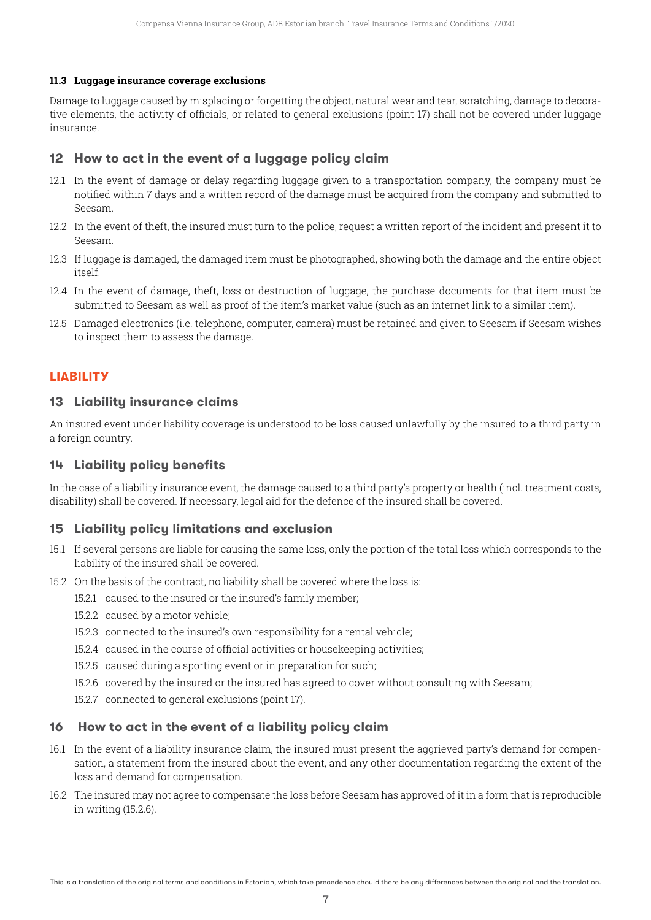#### 11.3 Luggage insurance coverage exclusions

Damage to luggage caused by misplacing or forgetting the object, natural wear and tear, scratching, damage to decorative elements, the activity of officials, or related to general exclusions (point 17) shall not be covered under luggage insurance.

### 12 How to act in the event of a luggage policy claim

12.1 In the event of damage or delay regarding luggage given to a transportation company, the company must be notified within 7 days and a written record of the damage must be acquired from the company and submitted to Seesam.

12.2 In the event of theft, the insured must turn to the police, request a written report of the incident and present it to Seesam.

12.3 If luggage is damaged, the damaged item must be photographed, showing both the damage and the entire object itself.

12.4 In the event of damage, theft, loss or destruction of luggage, the purchase documents for that item must be submitted to Seesam as well as proof of the item's market value (such as an internet link to a similar item).

12.5 Damaged electronics (i.e. telephone, computer, camera) must be retained and given to Seesam if Seesam wishes to inspect them to assess the damage.

## LIABILITY

### 13 Liability insurance claims

An insured event under liability coverage is understood to be loss caused unlawfully by the insured to a third party in a foreign country.

### 14 Liability policy benefits

In the case of a liability insurance event, the damage caused to a third party's property or health (incl. treatment costs, disability) shall be covered. If necessary, legal aid for the defence of the insured shall be covered.

### 15 Liability policy limitations and exclusion

15.1 If several persons are liable for causing the same loss, only the portion of the total loss which corresponds to the liability of the insured shall be covered.

15.2 On the basis of the contract, no liability shall be covered where the loss is:

- 15.2.1 caused to the insured or the insured's family member;
- 15.2.2 caused by a motor vehicle;
- 15.2.3 connected to the insured's own responsibility for a rental vehicle;
- 15.2.4 caused in the course of official activities or housekeeping activities;
- 15.2.5 caused during a sporting event or in preparation for such;
- 15.2.6 covered by the insured or the insured has agreed to cover without consulting with Seesam;
- 15.2.7 connected to general exclusions (point 17).

### 16 How to act in the event of a liability policy claim

16.1 In the event of a liability insurance claim, the insured must present the aggrieved party's demand for compensation, a statement from the insured about the event, and any other documentation regarding the extent of the loss and demand for compensation.

16.2 The insured may not agree to compensate the loss before Seesam has approved of it in a form that is reproducible in writing (15.2.6).

This is a translation of the original terms and conditions in Estonian, which take precedence should there be any differences between the original and the translation.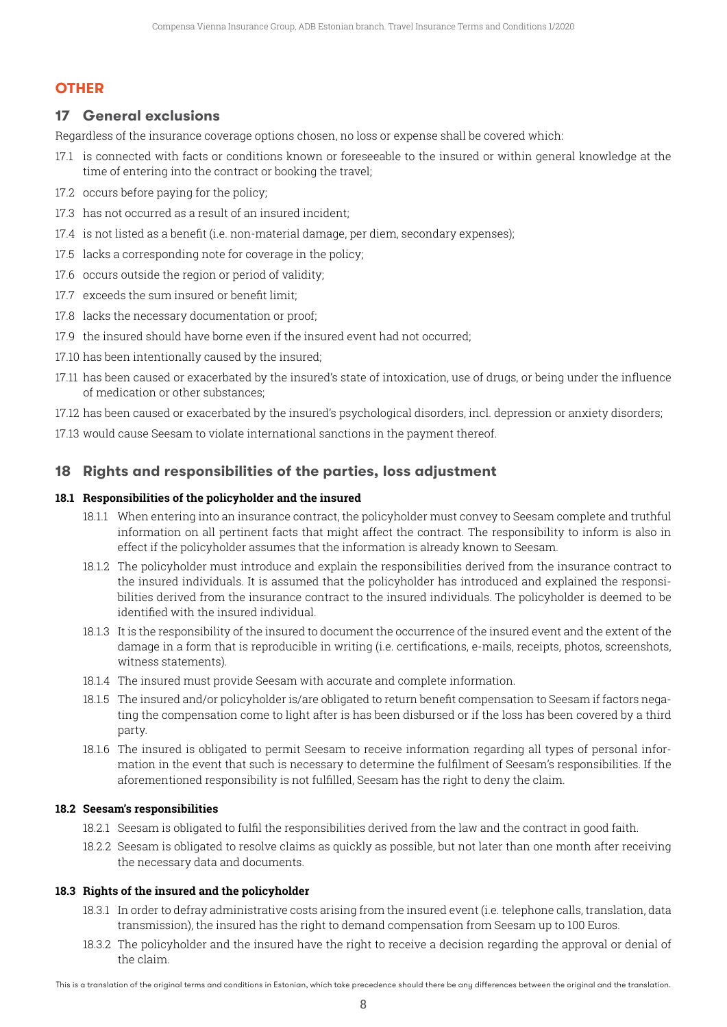# OTHER

## 17 General exclusions

Regardless of the insurance coverage options chosen, no loss or expense shall be covered which:

17.1 is connected with facts or conditions known or foreseeable to the insured or within general knowledge at the time of entering into the contract or booking the travel;

17.2 occurs before paying for the policy;

17.3 has not occurred as a result of an insured incident;

17.4 is not listed as a benefit (i.e. non-material damage, per diem, secondary expenses);

17.5 lacks a corresponding note for coverage in the policy;

17.6 occurs outside the region or period of validity;

17.7 exceeds the sum insured or benefit limit;

17.8 lacks the necessary documentation or proof;

17.9 the insured should have borne even if the insured event had not occurred;

17.10 has been intentionally caused by the insured;

17.11 has been caused or exacerbated by the insured's state of intoxication, use of drugs, or being under the influence of medication or other substances;

17.12 has been caused or exacerbated by the insured's psychological disorders, incl. depression or anxiety disorders;

17.13 would cause Seesam to violate international sanctions in the payment thereof.

## 18 Rights and responsibilities of the parties, loss adjustment

### 18.1 Responsibilities of the policyholder and the insured

18.1.1 When entering into an insurance contract, the policyholder must convey to Seesam complete and truthful information on all pertinent facts that might affect the contract. The responsibility to inform is also in effect if the policyholder assumes that the information is already known to Seesam.

18.1.2 The policyholder must introduce and explain the responsibilities derived from the insurance contract to the insured individuals. It is assumed that the policyholder has introduced and explained the responsibilities derived from the insurance contract to the insured individuals. The policyholder is deemed to be identified with the insured individual.

18.1.3 It is the responsibility of the insured to document the occurrence of the insured event and the extent of the damage in a form that is reproducible in writing (i.e. certifications, e-mails, receipts, photos, screenshots, witness statements).

18.1.4 The insured must provide Seesam with accurate and complete information.

18.1.5 The insured and/or policyholder is/are obligated to return benefit compensation to Seesam if factors negating the compensation come to light after is has been disbursed or if the loss has been covered by a third party.

18.1.6 The insured is obligated to permit Seesam to receive information regarding all types of personal information in the event that such is necessary to determine the fulfilment of Seesam's responsibilities. If the aforementioned responsibility is not fulfilled, Seesam has the right to deny the claim.

### 18.2 Seesam's responsibilities

18.2.1 Seesam is obligated to fulfil the responsibilities derived from the law and the contract in good faith.

18.2.2 Seesam is obligated to resolve claims as quickly as possible, but not later than one month after receiving the necessary data and documents.

### 18.3 Rights of the insured and the policyholder

18.3.1 In order to defray administrative costs arising from the insured event (i.e. telephone calls, translation, data transmission), the insured has the right to demand compensation from Seesam up to 100 Euros.

18.3.2 The policyholder and the insured have the right to receive a decision regarding the approval or denial of the claim.

This is a translation of the original terms and conditions in Estonian, which take precedence should there be any differences between the original and the translation.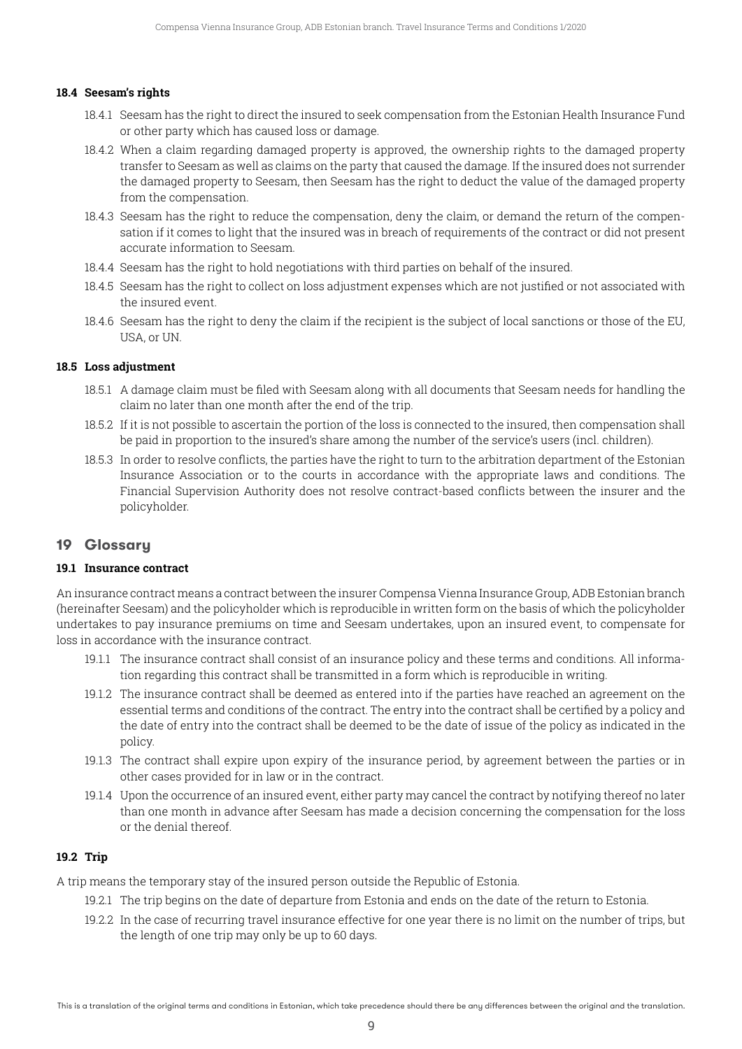**18.4 Seesam's rights**

18.4.1 Seesam has the right to direct the insured to seek compensation from the Estonian Health Insurance Fund or other party which has caused loss or damage.

18.4.2 When a claim regarding damaged property is approved, the ownership rights to the damaged property transfer to Seesam as well as claims on the party that caused the damage. If the insured does not surrender the damaged property to Seesam, then Seesam has the right to deduct the value of the damaged property from the compensation.

18.4.3 Seesam has the right to reduce the compensation, deny the claim, or demand the return of the compensation if it comes to light that the insured was in breach of requirements of the contract or did not present accurate information to Seesam.

18.4.4 Seesam has the right to hold negotiations with third parties on behalf of the insured.

18.4.5 Seesam has the right to collect on loss adjustment expenses which are not justified or not associated with the insured event.

18.4.6 Seesam has the right to deny the claim if the recipient is the subject of local sanctions or those of the EU, USA, or UN.

**18.5 Loss adjustment**

18.5.1 A damage claim must be filed with Seesam along with all documents that Seesam needs for handling the claim no later than one month after the end of the trip.

18.5.2 If it is not possible to ascertain the portion of the loss is connected to the insured, then compensation shall be paid in proportion to the insured's share among the number of the service's users (incl. children).

18.5.3 In order to resolve conflicts, the parties have the right to turn to the arbitration department of the Estonian Insurance Association or to the courts in accordance with the appropriate laws and conditions. The Financial Supervision Authority does not resolve contract-based conflicts between the insurer and the policyholder.

## 19 Glossary

**19.1 Insurance contract**

An insurance contract means a contract between the insurer Compensa Vienna Insurance Group, ADB Estonian branch (hereinafter Seesam) and the policyholder which is reproducible in written form on the basis of which the policyholder undertakes to pay insurance premiums on time and Seesam undertakes, upon an insured event, to compensate for loss in accordance with the insurance contract.

19.1.1 The insurance contract shall consist of an insurance policy and these terms and conditions. All information regarding this contract shall be transmitted in a form which is reproducible in writing.

19.1.2 The insurance contract shall be deemed as entered into if the parties have reached an agreement on the essential terms and conditions of the contract. The entry into the contract shall be certified by a policy and the date of entry into the contract shall be deemed to be the date of issue of the policy as indicated in the policy.

19.1.3 The contract shall expire upon expiry of the insurance period, by agreement between the parties or in other cases provided for in law or in the contract.

19.1.4 Upon the occurrence of an insured event, either party may cancel the contract by notifying thereof no later than one month in advance after Seesam has made a decision concerning the compensation for the loss or the denial thereof.

**19.2 Trip**

A trip means the temporary stay of the insured person outside the Republic of Estonia.

19.2.1 The trip begins on the date of departure from Estonia and ends on the date of the return to Estonia.

19.2.2 In the case of recurring travel insurance effective for one year there is no limit on the number of trips, but the length of one trip may only be up to 60 days.

This is a translation of the original terms and conditions in Estonian, which take precedence should there be any differences between the original and the translation.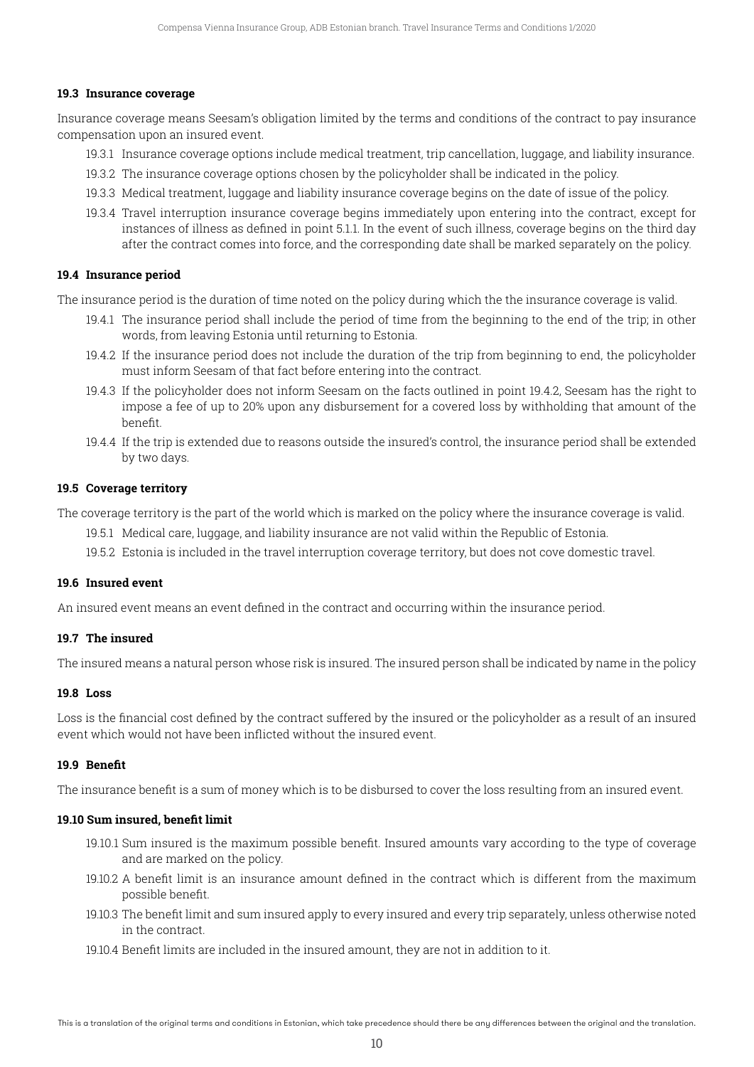### 19.3 Insurance coverage

Insurance coverage means Seesam's obligation limited by the terms and conditions of the contract to pay insurance compensation upon an insured event.

19.3.1 Insurance coverage options include medical treatment, trip cancellation, luggage, and liability insurance.

19.3.2 The insurance coverage options chosen by the policyholder shall be indicated in the policy.

19.3.3 Medical treatment, luggage and liability insurance coverage begins on the date of issue of the policy.

19.3.4 Travel interruption insurance coverage begins immediately upon entering into the contract, except for instances of illness as defined in point 5.1.1. In the event of such illness, coverage begins on the third day after the contract comes into force, and the corresponding date shall be marked separately on the policy.

### 19.4 Insurance period

The insurance period is the duration of time noted on the policy during which the the insurance coverage is valid.

19.4.1 The insurance period shall include the period of time from the beginning to the end of the trip; in other words, from leaving Estonia until returning to Estonia.

19.4.2 If the insurance period does not include the duration of the trip from beginning to end, the policyholder must inform Seesam of that fact before entering into the contract.

19.4.3 If the policyholder does not inform Seesam on the facts outlined in point 19.4.2, Seesam has the right to impose a fee of up to 20% upon any disbursement for a covered loss by withholding that amount of the benefit.

19.4.4 If the trip is extended due to reasons outside the insured's control, the insurance period shall be extended by two days.

### 19.5 Coverage territory

The coverage territory is the part of the world which is marked on the policy where the insurance coverage is valid.

19.5.1 Medical care, luggage, and liability insurance are not valid within the Republic of Estonia.

19.5.2 Estonia is included in the travel interruption coverage territory, but does not cove domestic travel.

### 19.6 Insured event

An insured event means an event defined in the contract and occurring within the insurance period.

### 19.7 The insured

The insured means a natural person whose risk is insured. The insured person shall be indicated by name in the policy

### 19.8 Loss

Loss is the financial cost defined by the contract suffered by the insured or the policyholder as a result of an insured event which would not have been inflicted without the insured event.

### 19.9 Benefit

The insurance benefit is a sum of money which is to be disbursed to cover the loss resulting from an insured event.

### 19.10 Sum insured, benefit limit

19.10.1 Sum insured is the maximum possible benefit. Insured amounts vary according to the type of coverage and are marked on the policy.

19.10.2 A benefit limit is an insurance amount defined in the contract which is different from the maximum possible benefit.

19.10.3 The benefit limit and sum insured apply to every insured and every trip separately, unless otherwise noted in the contract.

19.10.4 Benefit limits are included in the insured amount, they are not in addition to it.

This is a translation of the original terms and conditions in Estonian, which take precedence should there be any differences between the original and the translation.